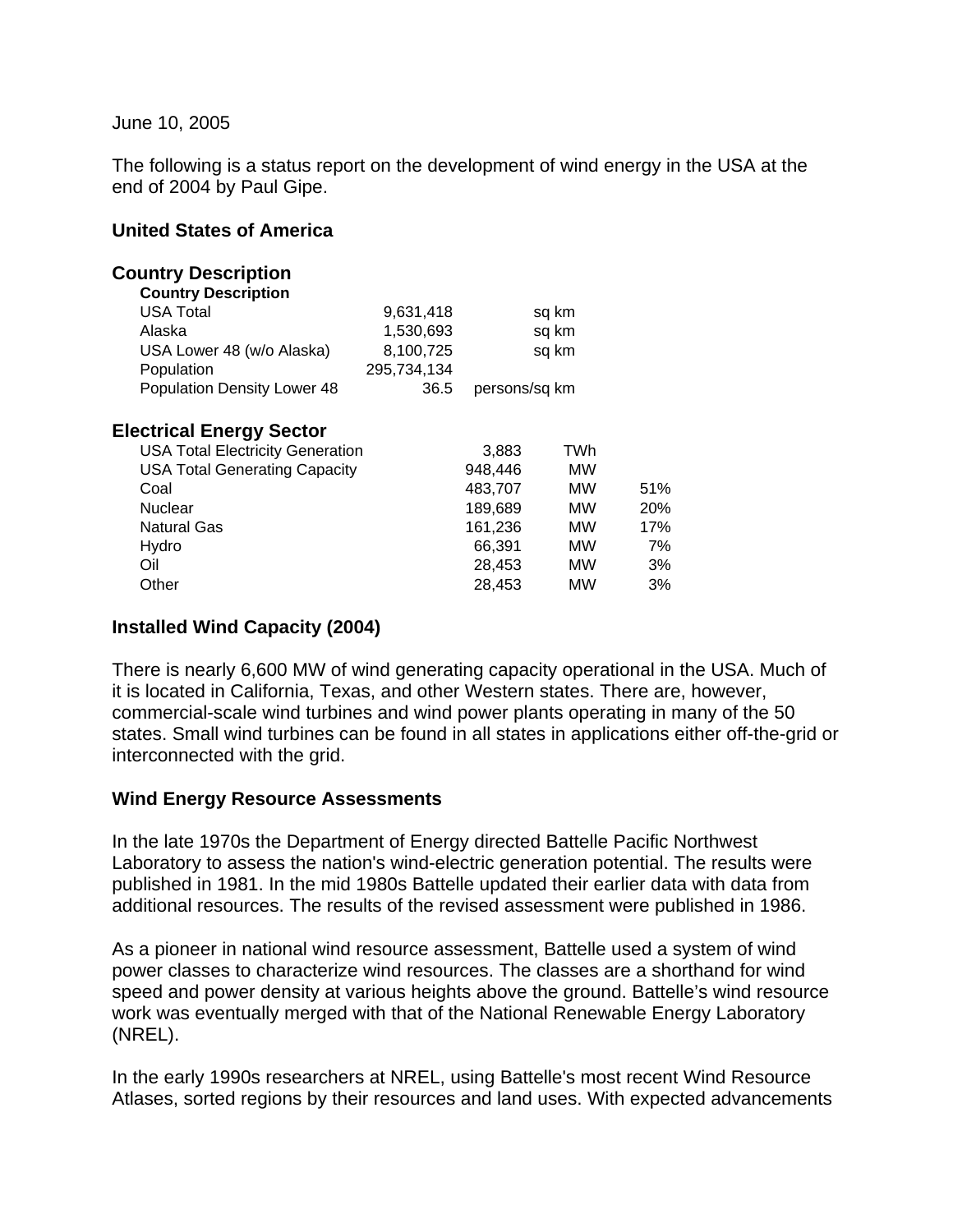June 10, 2005

The following is a status report on the development of wind energy in the USA at the end of 2004 by Paul Gipe.

## United States of America

### Country Description

| Country Description | | |
|---|---|---|
| USA Total | 9,631,418 | sq km |
| Alaska | 1,530,693 | sq km |
| USA Lower 48 (w/o Alaska) | 8,100,725 | sq km |
| Population | 295,734,134 | |
| Population Density Lower 48 | 36.5 | persons/sq km |

### Electrical Energy Sector

| | | | |
|---|---|---|---|
| USA Total Electricity Generation | 3,883 | TWh | |
| USA Total Generating Capacity | 948,446 | MW | |
| Coal | 483,707 | MW | 51% |
| Nuclear | 189,689 | MW | 20% |
| Natural Gas | 161,236 | MW | 17% |
| Hydro | 66,391 | MW | 7% |
| Oil | 28,453 | MW | 3% |
| Other | 28,453 | MW | 3% |

### Installed Wind Capacity (2004)

There is nearly 6,600 MW of wind generating capacity operational in the USA. Much of it is located in California, Texas, and other Western states. There are, however, commercial-scale wind turbines and wind power plants operating in many of the 50 states. Small wind turbines can be found in all states in applications either off-the-grid or interconnected with the grid.

### Wind Energy Resource Assessments

In the late 1970s the Department of Energy directed Battelle Pacific Northwest Laboratory to assess the nation's wind-electric generation potential. The results were published in 1981. In the mid 1980s Battelle updated their earlier data with data from additional resources. The results of the revised assessment were published in 1986.

As a pioneer in national wind resource assessment, Battelle used a system of wind power classes to characterize wind resources. The classes are a shorthand for wind speed and power density at various heights above the ground. Battelle's wind resource work was eventually merged with that of the National Renewable Energy Laboratory (NREL).

In the early 1990s researchers at NREL, using Battelle's most recent Wind Resource Atlases, sorted regions by their resources and land uses. With expected advancements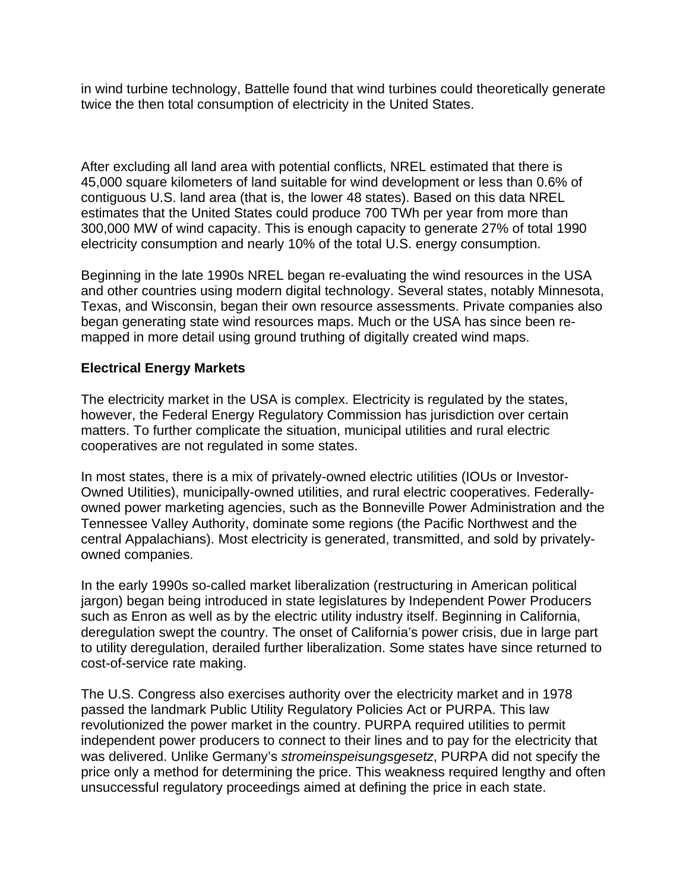in wind turbine technology, Battelle found that wind turbines could theoretically generate twice the then total consumption of electricity in the United States.

After excluding all land area with potential conflicts, NREL estimated that there is 45,000 square kilometers of land suitable for wind development or less than 0.6% of contiguous U.S. land area (that is, the lower 48 states). Based on this data NREL estimates that the United States could produce 700 TWh per year from more than 300,000 MW of wind capacity. This is enough capacity to generate 27% of total 1990 electricity consumption and nearly 10% of the total U.S. energy consumption.

Beginning in the late 1990s NREL began re-evaluating the wind resources in the USA and other countries using modern digital technology. Several states, notably Minnesota, Texas, and Wisconsin, began their own resource assessments. Private companies also began generating state wind resources maps. Much or the USA has since been re-mapped in more detail using ground truthing of digitally created wind maps.

**Electrical Energy Markets**

The electricity market in the USA is complex. Electricity is regulated by the states, however, the Federal Energy Regulatory Commission has jurisdiction over certain matters. To further complicate the situation, municipal utilities and rural electric cooperatives are not regulated in some states.

In most states, there is a mix of privately-owned electric utilities (IOUs or Investor-Owned Utilities), municipally-owned utilities, and rural electric cooperatives. Federally-owned power marketing agencies, such as the Bonneville Power Administration and the Tennessee Valley Authority, dominate some regions (the Pacific Northwest and the central Appalachians). Most electricity is generated, transmitted, and sold by privately-owned companies.

In the early 1990s so-called market liberalization (restructuring in American political jargon) began being introduced in state legislatures by Independent Power Producers such as Enron as well as by the electric utility industry itself. Beginning in California, deregulation swept the country. The onset of California's power crisis, due in large part to utility deregulation, derailed further liberalization. Some states have since returned to cost-of-service rate making.

The U.S. Congress also exercises authority over the electricity market and in 1978 passed the landmark Public Utility Regulatory Policies Act or PURPA. This law revolutionized the power market in the country. PURPA required utilities to permit independent power producers to connect to their lines and to pay for the electricity that was delivered. Unlike Germany's *stromeinspeisungsgesetz*, PURPA did not specify the price only a method for determining the price. This weakness required lengthy and often unsuccessful regulatory proceedings aimed at defining the price in each state.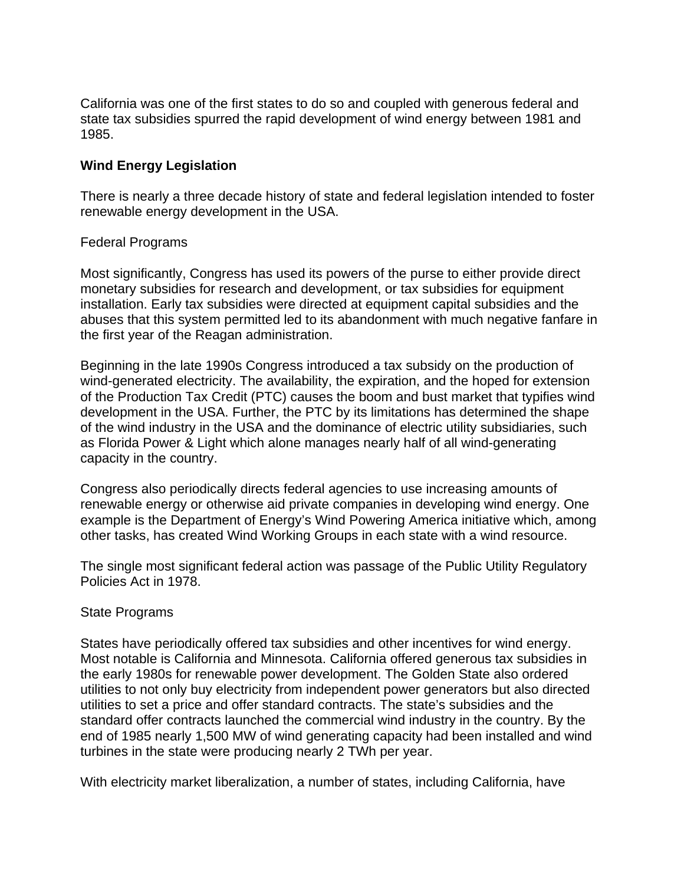California was one of the first states to do so and coupled with generous federal and state tax subsidies spurred the rapid development of wind energy between 1981 and 1985.

## Wind Energy Legislation

There is nearly a three decade history of state and federal legislation intended to foster renewable energy development in the USA.

### Federal Programs

Most significantly, Congress has used its powers of the purse to either provide direct monetary subsidies for research and development, or tax subsidies for equipment installation. Early tax subsidies were directed at equipment capital subsidies and the abuses that this system permitted led to its abandonment with much negative fanfare in the first year of the Reagan administration.

Beginning in the late 1990s Congress introduced a tax subsidy on the production of wind-generated electricity. The availability, the expiration, and the hoped for extension of the Production Tax Credit (PTC) causes the boom and bust market that typifies wind development in the USA. Further, the PTC by its limitations has determined the shape of the wind industry in the USA and the dominance of electric utility subsidiaries, such as Florida Power & Light which alone manages nearly half of all wind-generating capacity in the country.

Congress also periodically directs federal agencies to use increasing amounts of renewable energy or otherwise aid private companies in developing wind energy. One example is the Department of Energy's Wind Powering America initiative which, among other tasks, has created Wind Working Groups in each state with a wind resource.

The single most significant federal action was passage of the Public Utility Regulatory Policies Act in 1978.

### State Programs

States have periodically offered tax subsidies and other incentives for wind energy. Most notable is California and Minnesota. California offered generous tax subsidies in the early 1980s for renewable power development. The Golden State also ordered utilities to not only buy electricity from independent power generators but also directed utilities to set a price and offer standard contracts. The state's subsidies and the standard offer contracts launched the commercial wind industry in the country. By the end of 1985 nearly 1,500 MW of wind generating capacity had been installed and wind turbines in the state were producing nearly 2 TWh per year.

With electricity market liberalization, a number of states, including California, have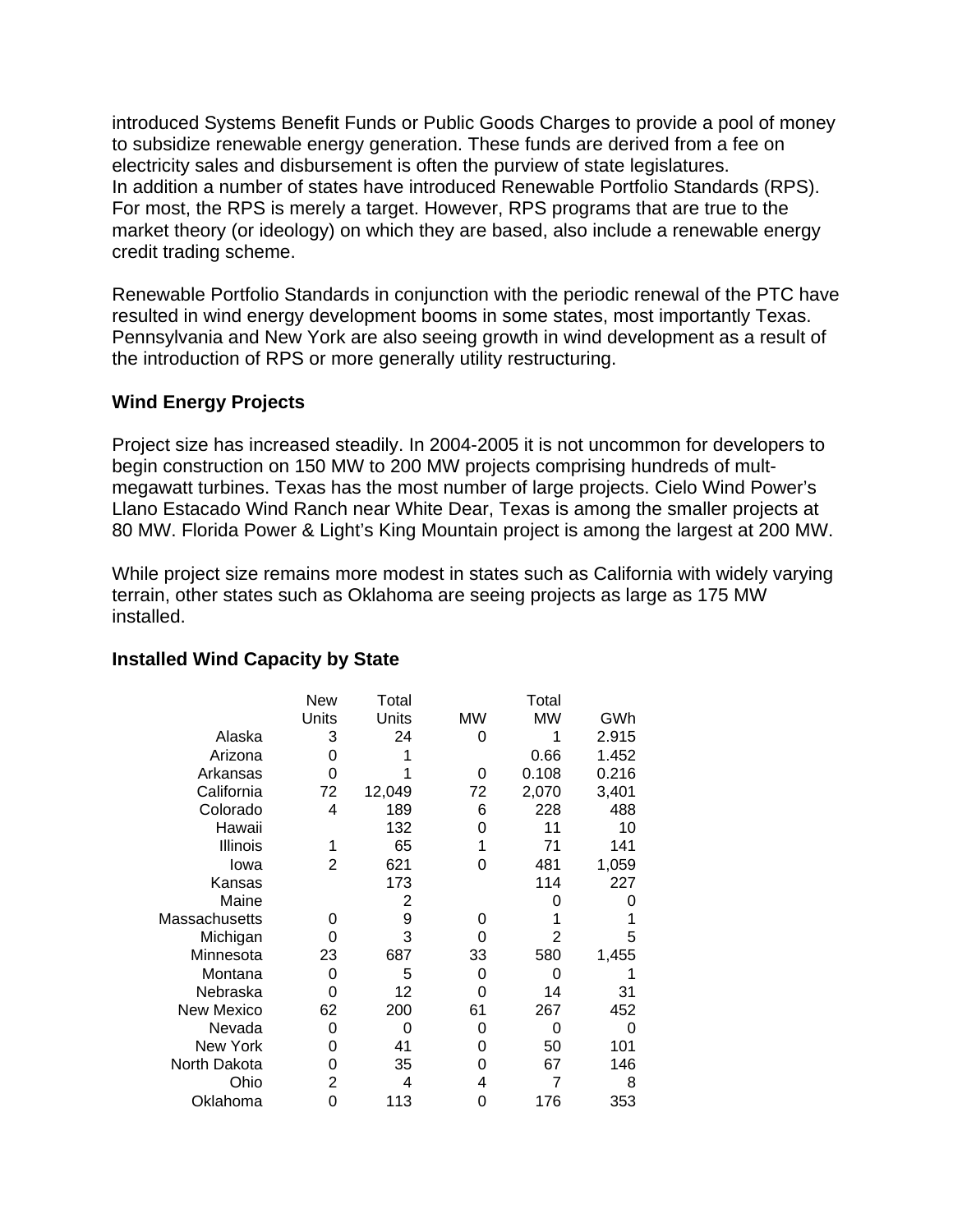introduced Systems Benefit Funds or Public Goods Charges to provide a pool of money to subsidize renewable energy generation. These funds are derived from a fee on electricity sales and disbursement is often the purview of state legislatures.
In addition a number of states have introduced Renewable Portfolio Standards (RPS). For most, the RPS is merely a target. However, RPS programs that are true to the market theory (or ideology) on which they are based, also include a renewable energy credit trading scheme.

Renewable Portfolio Standards in conjunction with the periodic renewal of the PTC have resulted in wind energy development booms in some states, most importantly Texas. Pennsylvania and New York are also seeing growth in wind development as a result of the introduction of RPS or more generally utility restructuring.

## Wind Energy Projects

Project size has increased steadily. In 2004-2005 it is not uncommon for developers to begin construction on 150 MW to 200 MW projects comprising hundreds of mult-megawatt turbines. Texas has the most number of large projects. Cielo Wind Power's Llano Estacado Wind Ranch near White Dear, Texas is among the smaller projects at 80 MW. Florida Power & Light's King Mountain project is among the largest at 200 MW.

While project size remains more modest in states such as California with widely varying terrain, other states such as Oklahoma are seeing projects as large as 175 MW installed.

## Installed Wind Capacity by State

| | New Units | Total Units | MW | Total MW | GWh |
|---|---|---|---|---|---|
| Alaska | 3 | 24 | 0 | 1 | 2.915 |
| Arizona | 0 | 1 | | 0.66 | 1.452 |
| Arkansas | 0 | 1 | 0 | 0.108 | 0.216 |
| California | 72 | 12,049 | 72 | 2,070 | 3,401 |
| Colorado | 4 | 189 | 6 | 228 | 488 |
| Hawaii | | 132 | 0 | 11 | 10 |
| Illinois | 1 | 65 | 1 | 71 | 141 |
| Iowa | 2 | 621 | 0 | 481 | 1,059 |
| Kansas | | 173 | | 114 | 227 |
| Maine | | 2 | | 0 | 0 |
| Massachusetts | 0 | 9 | 0 | 1 | 1 |
| Michigan | 0 | 3 | 0 | 2 | 5 |
| Minnesota | 23 | 687 | 33 | 580 | 1,455 |
| Montana | 0 | 5 | 0 | 0 | 1 |
| Nebraska | 0 | 12 | 0 | 14 | 31 |
| New Mexico | 62 | 200 | 61 | 267 | 452 |
| Nevada | 0 | 0 | 0 | 0 | 0 |
| New York | 0 | 41 | 0 | 50 | 101 |
| North Dakota | 0 | 35 | 0 | 67 | 146 |
| Ohio | 2 | 4 | 4 | 7 | 8 |
| Oklahoma | 0 | 113 | 0 | 176 | 353 |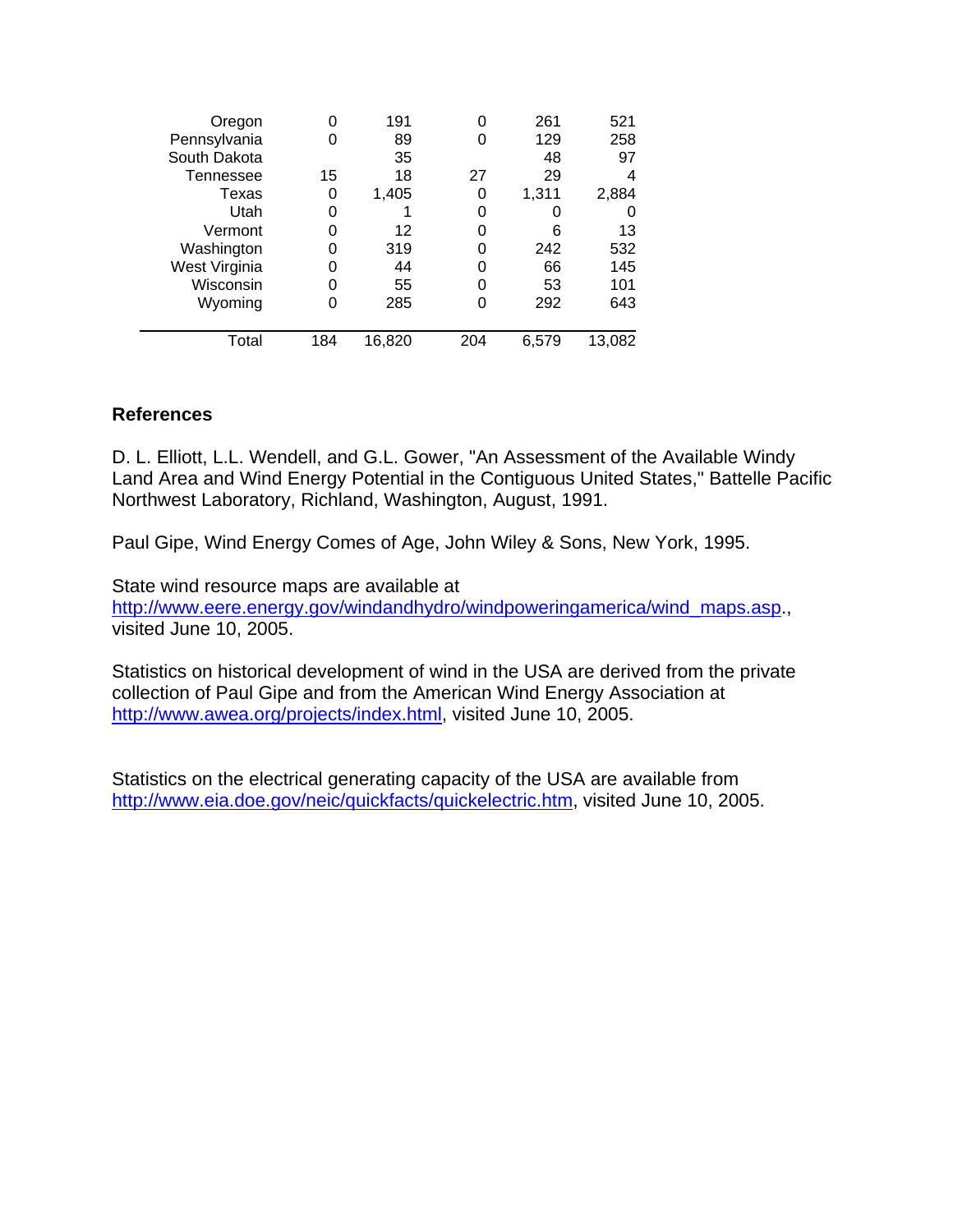| | | | | | |
|---|---|---|---|---|---|
| Oregon | 0 | 191 | 0 | 261 | 521 |
| Pennsylvania | 0 | 89 | 0 | 129 | 258 |
| South Dakota | | 35 | | 48 | 97 |
| Tennessee | 15 | 18 | 27 | 29 | 4 |
| Texas | 0 | 1,405 | 0 | 1,311 | 2,884 |
| Utah | 0 | 1 | 0 | 0 | 0 |
| Vermont | 0 | 12 | 0 | 6 | 13 |
| Washington | 0 | 319 | 0 | 242 | 532 |
| West Virginia | 0 | 44 | 0 | 66 | 145 |
| Wisconsin | 0 | 55 | 0 | 53 | 101 |
| Wyoming | 0 | 285 | 0 | 292 | 643 |
| Total | 184 | 16,820 | 204 | 6,579 | 13,082 |

## References

D. L. Elliott, L.L. Wendell, and G.L. Gower, "An Assessment of the Available Windy Land Area and Wind Energy Potential in the Contiguous United States," Battelle Pacific Northwest Laboratory, Richland, Washington, August, 1991.

Paul Gipe, Wind Energy Comes of Age, John Wiley & Sons, New York, 1995.

State wind resource maps are available at http://www.eere.energy.gov/windandhydro/windpoweringamerica/wind_maps.asp., visited June 10, 2005.

Statistics on historical development of wind in the USA are derived from the private collection of Paul Gipe and from the American Wind Energy Association at http://www.awea.org/projects/index.html, visited June 10, 2005.

Statistics on the electrical generating capacity of the USA are available from http://www.eia.doe.gov/neic/quickfacts/quickelectric.htm, visited June 10, 2005.